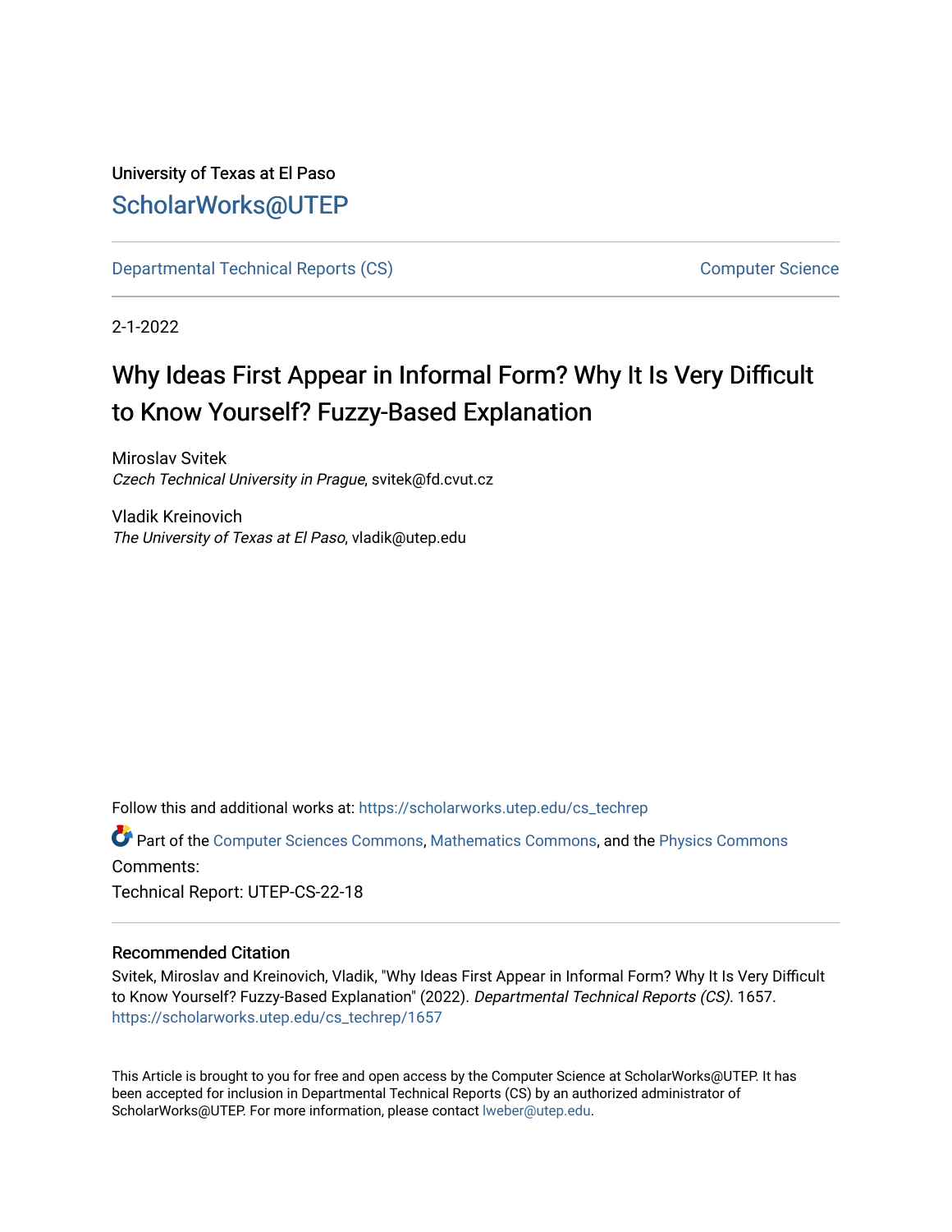University of Texas at El Paso

ScholarWorks@UTEP

Departmental Technical Reports (CS)

Computer Science

2-1-2022

# Why Ideas First Appear in Informal Form? Why It Is Very Difficult to Know Yourself? Fuzzy-Based Explanation

Miroslav Svitek
*Czech Technical University in Prague*, svitek@fd.cvut.cz

Vladik Kreinovich
*The University of Texas at El Paso*, vladik@utep.edu

Follow this and additional works at: https://scholarworks.utep.edu/cs_techrep

Part of the Computer Sciences Commons, Mathematics Commons, and the Physics Commons

Comments:

Technical Report: UTEP-CS-22-18

### Recommended Citation

Svitek, Miroslav and Kreinovich, Vladik, "Why Ideas First Appear in Informal Form? Why It Is Very Difficult to Know Yourself? Fuzzy-Based Explanation" (2022). *Departmental Technical Reports (CS)*. 1657.
https://scholarworks.utep.edu/cs_techrep/1657

This Article is brought to you for free and open access by the Computer Science at ScholarWorks@UTEP. It has been accepted for inclusion in Departmental Technical Reports (CS) by an authorized administrator of ScholarWorks@UTEP. For more information, please contact lweber@utep.edu.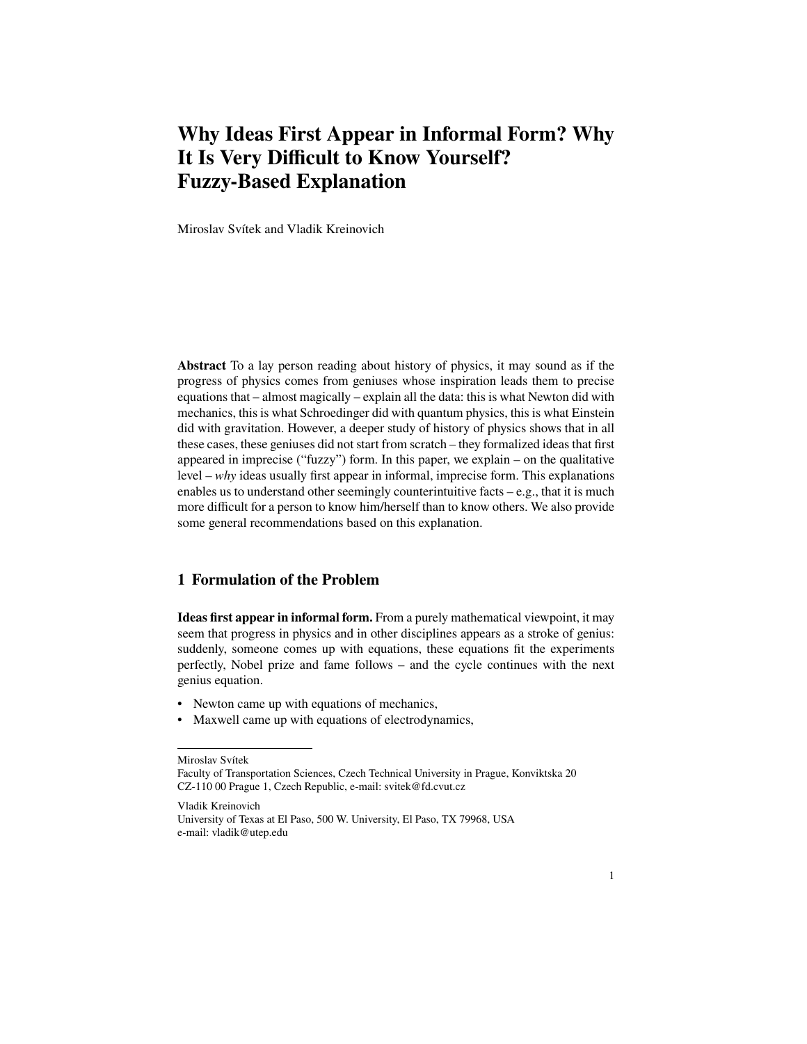# Why Ideas First Appear in Informal Form? Why It Is Very Difficult to Know Yourself? Fuzzy-Based Explanation

Miroslav Svítek and Vladik Kreinovich

**Abstract** To a lay person reading about history of physics, it may sound as if the progress of physics comes from geniuses whose inspiration leads them to precise equations that – almost magically – explain all the data: this is what Newton did with mechanics, this is what Schroedinger did with quantum physics, this is what Einstein did with gravitation. However, a deeper study of history of physics shows that in all these cases, these geniuses did not start from scratch – they formalized ideas that first appeared in imprecise ("fuzzy") form. In this paper, we explain – on the qualitative level – *why* ideas usually first appear in informal, imprecise form. This explanations enables us to understand other seemingly counterintuitive facts – e.g., that it is much more difficult for a person to know him/herself than to know others. We also provide some general recommendations based on this explanation.

## 1 Formulation of the Problem

**Ideas first appear in informal form.** From a purely mathematical viewpoint, it may seem that progress in physics and in other disciplines appears as a stroke of genius: suddenly, someone comes up with equations, these equations fit the experiments perfectly, Nobel prize and fame follows – and the cycle continues with the next genius equation.

- Newton came up with equations of mechanics,
- Maxwell came up with equations of electrodynamics,

---

Miroslav Svítek
Faculty of Transportation Sciences, Czech Technical University in Prague, Konviktska 20
CZ-110 00 Prague 1, Czech Republic, e-mail: svitek@fd.cvut.cz

Vladik Kreinovich
University of Texas at El Paso, 500 W. University, El Paso, TX 79968, USA
e-mail: vladik@utep.edu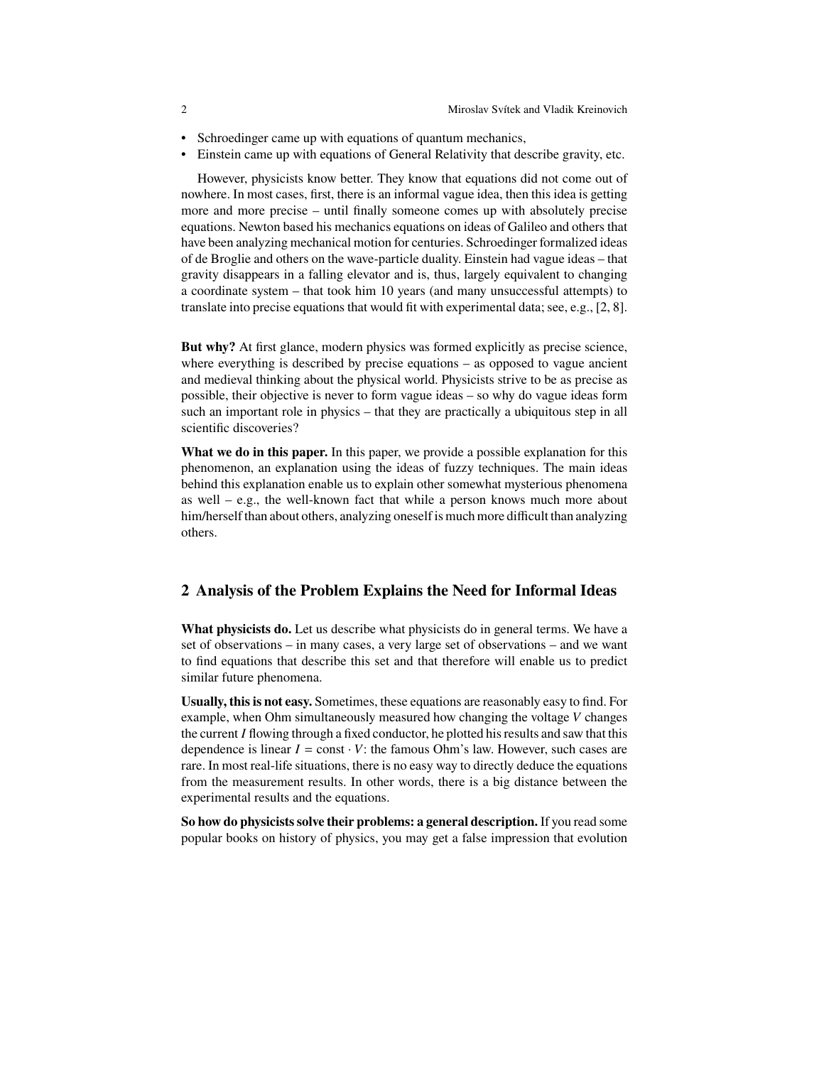- Schroedinger came up with equations of quantum mechanics,
- Einstein came up with equations of General Relativity that describe gravity, etc.

However, physicists know better. They know that equations did not come out of nowhere. In most cases, first, there is an informal vague idea, then this idea is getting more and more precise – until finally someone comes up with absolutely precise equations. Newton based his mechanics equations on ideas of Galileo and others that have been analyzing mechanical motion for centuries. Schroedinger formalized ideas of de Broglie and others on the wave-particle duality. Einstein had vague ideas – that gravity disappears in a falling elevator and is, thus, largely equivalent to changing a coordinate system – that took him 10 years (and many unsuccessful attempts) to translate into precise equations that would fit with experimental data; see, e.g., [2, 8].

**But why?** At first glance, modern physics was formed explicitly as precise science, where everything is described by precise equations – as opposed to vague ancient and medieval thinking about the physical world. Physicists strive to be as precise as possible, their objective is never to form vague ideas – so why do vague ideas form such an important role in physics – that they are practically a ubiquitous step in all scientific discoveries?

**What we do in this paper.** In this paper, we provide a possible explanation for this phenomenon, an explanation using the ideas of fuzzy techniques. The main ideas behind this explanation enable us to explain other somewhat mysterious phenomena as well – e.g., the well-known fact that while a person knows much more about him/herself than about others, analyzing oneself is much more difficult than analyzing others.

## 2 Analysis of the Problem Explains the Need for Informal Ideas

**What physicists do.** Let us describe what physicists do in general terms. We have a set of observations – in many cases, a very large set of observations – and we want to find equations that describe this set and that therefore will enable us to predict similar future phenomena.

**Usually, this is not easy.** Sometimes, these equations are reasonably easy to find. For example, when Ohm simultaneously measured how changing the voltage $V$ changes the current $I$ flowing through a fixed conductor, he plotted his results and saw that this dependence is linear $I = \text{const} \cdot V$: the famous Ohm's law. However, such cases are rare. In most real-life situations, there is no easy way to directly deduce the equations from the measurement results. In other words, there is a big distance between the experimental results and the equations.

**So how do physicists solve their problems: a general description.** If you read some popular books on history of physics, you may get a false impression that evolution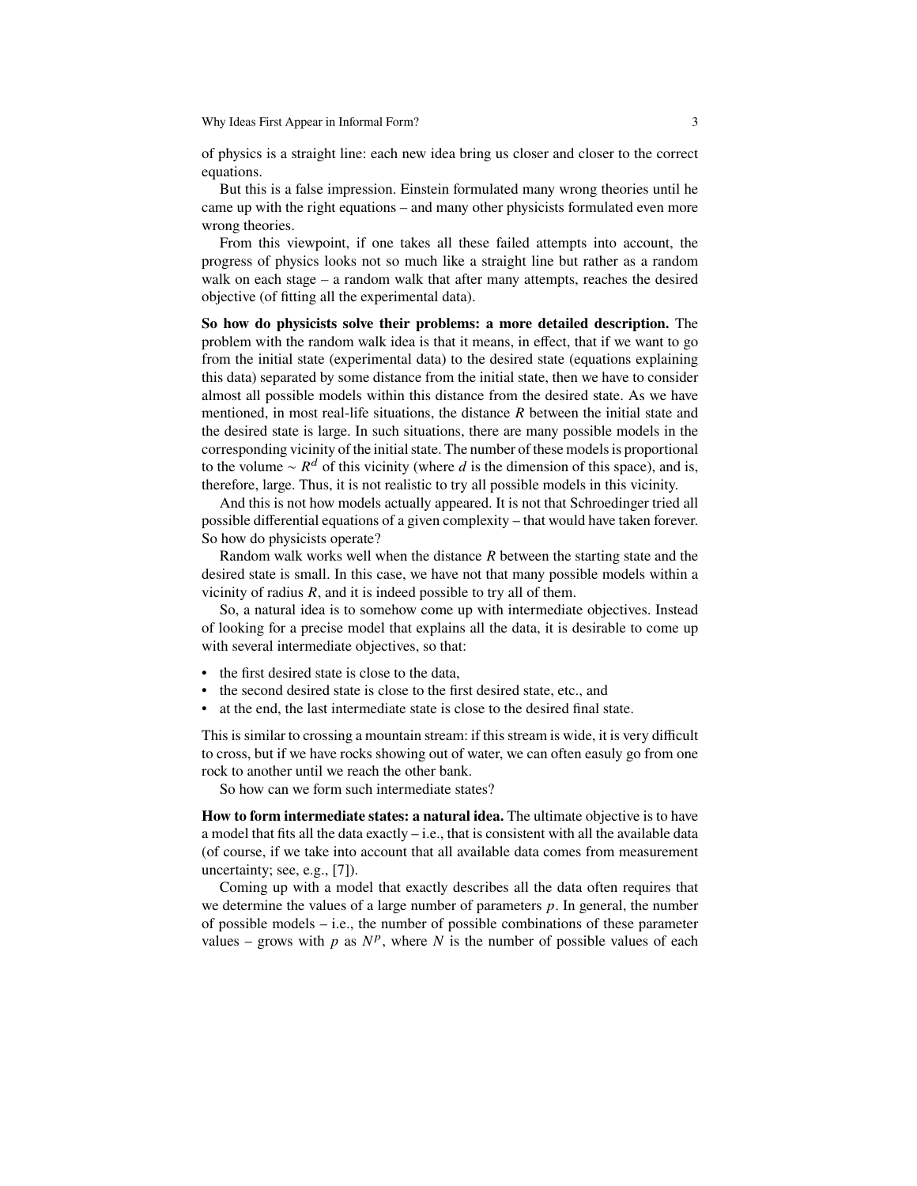of physics is a straight line: each new idea bring us closer and closer to the correct equations.

But this is a false impression. Einstein formulated many wrong theories until he came up with the right equations – and many other physicists formulated even more wrong theories.

From this viewpoint, if one takes all these failed attempts into account, the progress of physics looks not so much like a straight line but rather as a random walk on each stage – a random walk that after many attempts, reaches the desired objective (of fitting all the experimental data).

**So how do physicists solve their problems: a more detailed description.** The problem with the random walk idea is that it means, in effect, that if we want to go from the initial state (experimental data) to the desired state (equations explaining this data) separated by some distance from the initial state, then we have to consider almost all possible models within this distance from the desired state. As we have mentioned, in most real-life situations, the distance $R$ between the initial state and the desired state is large. In such situations, there are many possible models in the corresponding vicinity of the initial state. The number of these models is proportional to the volume $\sim R^d$ of this vicinity (where $d$ is the dimension of this space), and is, therefore, large. Thus, it is not realistic to try all possible models in this vicinity.

And this is not how models actually appeared. It is not that Schroedinger tried all possible differential equations of a given complexity – that would have taken forever. So how do physicists operate?

Random walk works well when the distance $R$ between the starting state and the desired state is small. In this case, we have not that many possible models within a vicinity of radius $R$, and it is indeed possible to try all of them.

So, a natural idea is to somehow come up with intermediate objectives. Instead of looking for a precise model that explains all the data, it is desirable to come up with several intermediate objectives, so that:

- the first desired state is close to the data,
- the second desired state is close to the first desired state, etc., and
- at the end, the last intermediate state is close to the desired final state.

This is similar to crossing a mountain stream: if this stream is wide, it is very difficult to cross, but if we have rocks showing out of water, we can often easuly go from one rock to another until we reach the other bank.

So how can we form such intermediate states?

**How to form intermediate states: a natural idea.** The ultimate objective is to have a model that fits all the data exactly – i.e., that is consistent with all the available data (of course, if we take into account that all available data comes from measurement uncertainty; see, e.g., [7]).

Coming up with a model that exactly describes all the data often requires that we determine the values of a large number of parameters $p$. In general, the number of possible models – i.e., the number of possible combinations of these parameter values – grows with $p$ as $N^p$, where $N$ is the number of possible values of each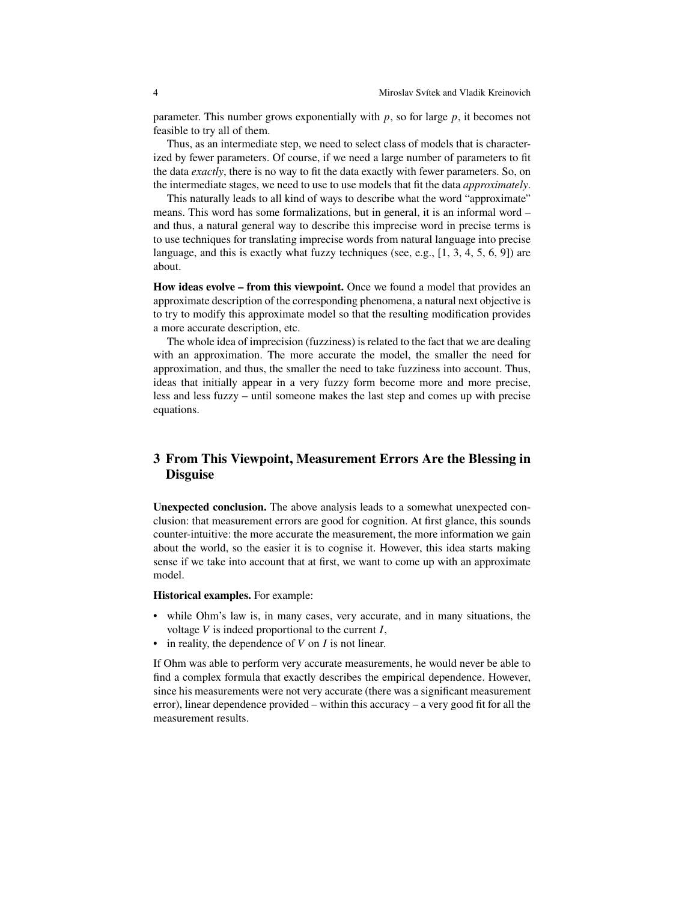parameter. This number grows exponentially with $p$, so for large $p$, it becomes not feasible to try all of them.

Thus, as an intermediate step, we need to select class of models that is characterized by fewer parameters. Of course, if we need a large number of parameters to fit the data *exactly*, there is no way to fit the data exactly with fewer parameters. So, on the intermediate stages, we need to use to use models that fit the data *approximately*.

This naturally leads to all kind of ways to describe what the word "approximate" means. This word has some formalizations, but in general, it is an informal word – and thus, a natural general way to describe this imprecise word in precise terms is to use techniques for translating imprecise words from natural language into precise language, and this is exactly what fuzzy techniques (see, e.g., [1, 3, 4, 5, 6, 9]) are about.

**How ideas evolve – from this viewpoint.** Once we found a model that provides an approximate description of the corresponding phenomena, a natural next objective is to try to modify this approximate model so that the resulting modification provides a more accurate description, etc.

The whole idea of imprecision (fuzziness) is related to the fact that we are dealing with an approximation. The more accurate the model, the smaller the need for approximation, and thus, the smaller the need to take fuzziness into account. Thus, ideas that initially appear in a very fuzzy form become more and more precise, less and less fuzzy – until someone makes the last step and comes up with precise equations.

## 3 From This Viewpoint, Measurement Errors Are the Blessing in Disguise

**Unexpected conclusion.** The above analysis leads to a somewhat unexpected conclusion: that measurement errors are good for cognition. At first glance, this sounds counter-intuitive: the more accurate the measurement, the more information we gain about the world, so the easier it is to cognise it. However, this idea starts making sense if we take into account that at first, we want to come up with an approximate model.

**Historical examples.** For example:

- while Ohm's law is, in many cases, very accurate, and in many situations, the voltage $V$ is indeed proportional to the current $I$,
- in reality, the dependence of $V$ on $I$ is not linear.

If Ohm was able to perform very accurate measurements, he would never be able to find a complex formula that exactly describes the empirical dependence. However, since his measurements were not very accurate (there was a significant measurement error), linear dependence provided – within this accuracy – a very good fit for all the measurement results.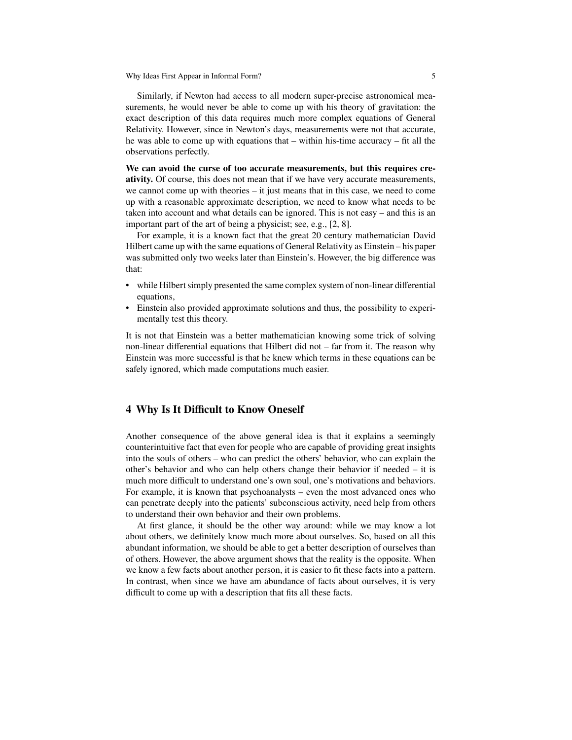Similarly, if Newton had access to all modern super-precise astronomical measurements, he would never be able to come up with his theory of gravitation: the exact description of this data requires much more complex equations of General Relativity. However, since in Newton's days, measurements were not that accurate, he was able to come up with equations that – within his-time accuracy – fit all the observations perfectly.

**We can avoid the curse of too accurate measurements, but this requires creativity.** Of course, this does not mean that if we have very accurate measurements, we cannot come up with theories – it just means that in this case, we need to come up with a reasonable approximate description, we need to know what needs to be taken into account and what details can be ignored. This is not easy – and this is an important part of the art of being a physicist; see, e.g., [2, 8].

For example, it is a known fact that the great 20 century mathematician David Hilbert came up with the same equations of General Relativity as Einstein – his paper was submitted only two weeks later than Einstein's. However, the big difference was that:

- while Hilbert simply presented the same complex system of non-linear differential equations,
- Einstein also provided approximate solutions and thus, the possibility to experimentally test this theory.

It is not that Einstein was a better mathematician knowing some trick of solving non-linear differential equations that Hilbert did not – far from it. The reason why Einstein was more successful is that he knew which terms in these equations can be safely ignored, which made computations much easier.

## 4 Why Is It Difficult to Know Oneself

Another consequence of the above general idea is that it explains a seemingly counterintuitive fact that even for people who are capable of providing great insights into the souls of others – who can predict the others' behavior, who can explain the other's behavior and who can help others change their behavior if needed – it is much more difficult to understand one's own soul, one's motivations and behaviors. For example, it is known that psychoanalysts – even the most advanced ones who can penetrate deeply into the patients' subconscious activity, need help from others to understand their own behavior and their own problems.

At first glance, it should be the other way around: while we may know a lot about others, we definitely know much more about ourselves. So, based on all this abundant information, we should be able to get a better description of ourselves than of others. However, the above argument shows that the reality is the opposite. When we know a few facts about another person, it is easier to fit these facts into a pattern. In contrast, when since we have am abundance of facts about ourselves, it is very difficult to come up with a description that fits all these facts.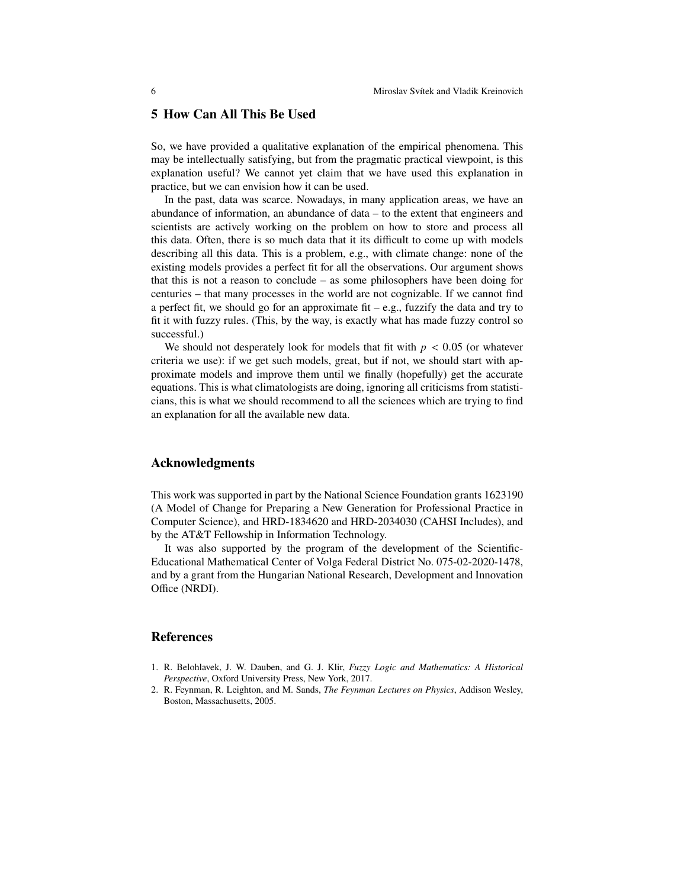## 5 How Can All This Be Used

So, we have provided a qualitative explanation of the empirical phenomena. This may be intellectually satisfying, but from the pragmatic practical viewpoint, is this explanation useful? We cannot yet claim that we have used this explanation in practice, but we can envision how it can be used.

In the past, data was scarce. Nowadays, in many application areas, we have an abundance of information, an abundance of data – to the extent that engineers and scientists are actively working on the problem on how to store and process all this data. Often, there is so much data that it its difficult to come up with models describing all this data. This is a problem, e.g., with climate change: none of the existing models provides a perfect fit for all the observations. Our argument shows that this is not a reason to conclude – as some philosophers have been doing for centuries – that many processes in the world are not cognizable. If we cannot find a perfect fit, we should go for an approximate fit – e.g., fuzzify the data and try to fit it with fuzzy rules. (This, by the way, is exactly what has made fuzzy control so successful.)

We should not desperately look for models that fit with $p < 0.05$ (or whatever criteria we use): if we get such models, great, but if not, we should start with approximate models and improve them until we finally (hopefully) get the accurate equations. This is what climatologists are doing, ignoring all criticisms from statisticians, this is what we should recommend to all the sciences which are trying to find an explanation for all the available new data.

## Acknowledgments

This work was supported in part by the National Science Foundation grants 1623190 (A Model of Change for Preparing a New Generation for Professional Practice in Computer Science), and HRD-1834620 and HRD-2034030 (CAHSI Includes), and by the AT&T Fellowship in Information Technology.

It was also supported by the program of the development of the Scientific-Educational Mathematical Center of Volga Federal District No. 075-02-2020-1478, and by a grant from the Hungarian National Research, Development and Innovation Office (NRDI).

## References

1. R. Belohlavek, J. W. Dauben, and G. J. Klir, *Fuzzy Logic and Mathematics: A Historical Perspective*, Oxford University Press, New York, 2017.
2. R. Feynman, R. Leighton, and M. Sands, *The Feynman Lectures on Physics*, Addison Wesley, Boston, Massachusetts, 2005.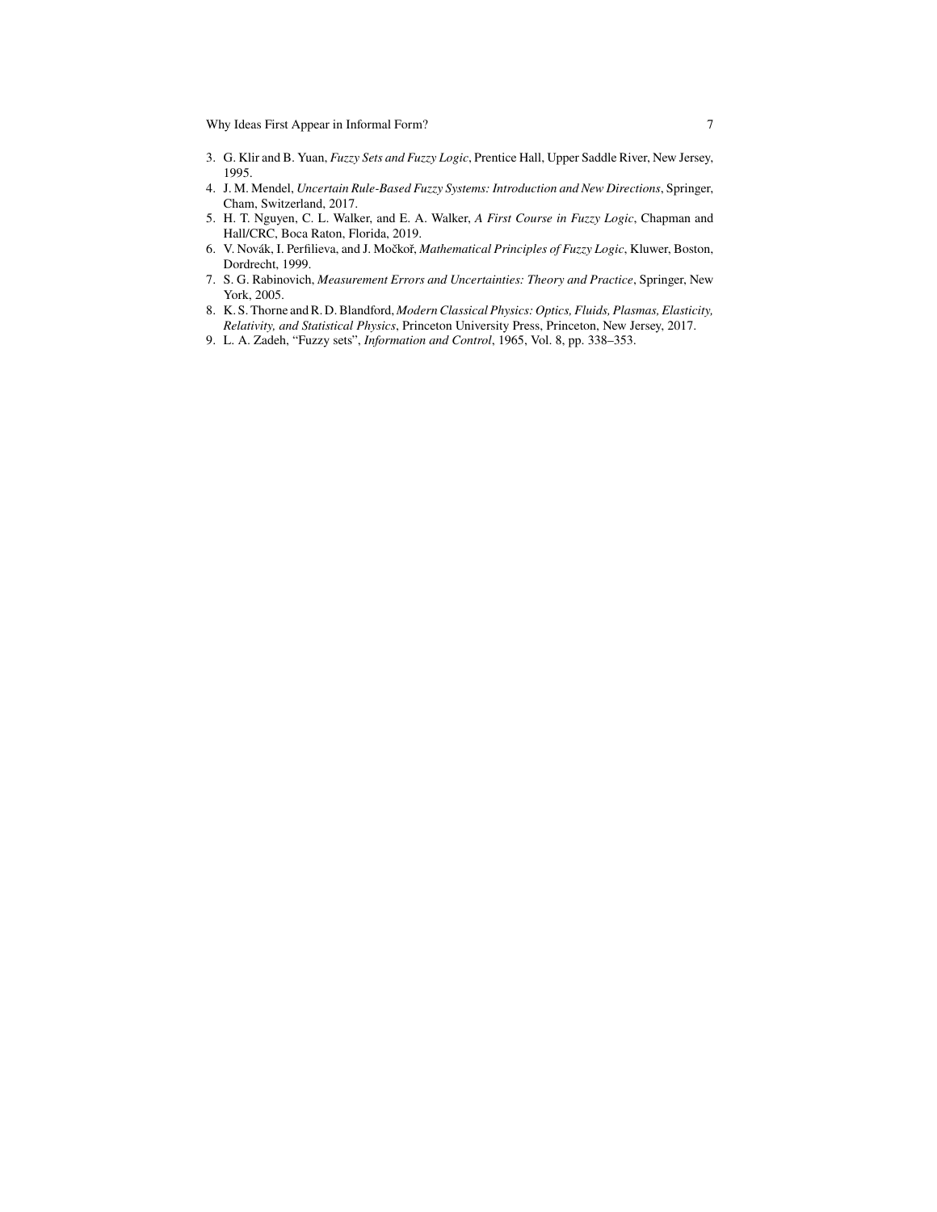3. G. Klir and B. Yuan, *Fuzzy Sets and Fuzzy Logic*, Prentice Hall, Upper Saddle River, New Jersey, 1995.
4. J. M. Mendel, *Uncertain Rule-Based Fuzzy Systems: Introduction and New Directions*, Springer, Cham, Switzerland, 2017.
5. H. T. Nguyen, C. L. Walker, and E. A. Walker, *A First Course in Fuzzy Logic*, Chapman and Hall/CRC, Boca Raton, Florida, 2019.
6. V. Novák, I. Perfilieva, and J. Močkoř, *Mathematical Principles of Fuzzy Logic*, Kluwer, Boston, Dordrecht, 1999.
7. S. G. Rabinovich, *Measurement Errors and Uncertainties: Theory and Practice*, Springer, New York, 2005.
8. K. S. Thorne and R. D. Blandford, *Modern Classical Physics: Optics, Fluids, Plasmas, Elasticity, Relativity, and Statistical Physics*, Princeton University Press, Princeton, New Jersey, 2017.
9. L. A. Zadeh, "Fuzzy sets", *Information and Control*, 1965, Vol. 8, pp. 338–353.